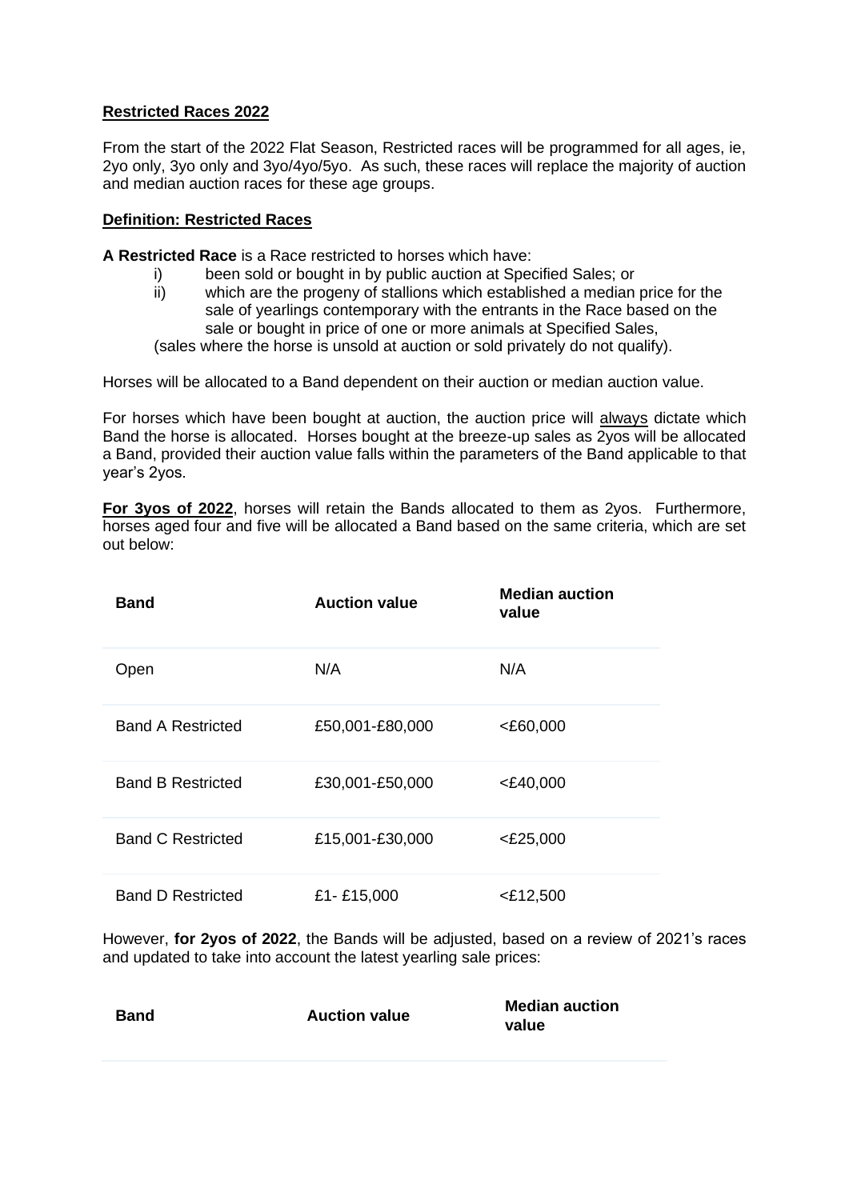**Restricted Races 2022**

From the start of the 2022 Flat Season, Restricted races will be programmed for all ages, ie, 2yo only, 3yo only and 3yo/4yo/5yo. As such, these races will replace the majority of auction and median auction races for these age groups.

**Definition: Restricted Races**

**A Restricted Race** is a Race restricted to horses which have:

i) been sold or bought in by public auction at Specified Sales; or
ii) which are the progeny of stallions which established a median price for the sale of yearlings contemporary with the entrants in the Race based on the sale or bought in price of one or more animals at Specified Sales,

(sales where the horse is unsold at auction or sold privately do not qualify).

Horses will be allocated to a Band dependent on their auction or median auction value.

For horses which have been bought at auction, the auction price will always dictate which Band the horse is allocated. Horses bought at the breeze-up sales as 2yos will be allocated a Band, provided their auction value falls within the parameters of the Band applicable to that year's 2yos.

**For 3yos of 2022**, horses will retain the Bands allocated to them as 2yos. Furthermore, horses aged four and five will be allocated a Band based on the same criteria, which are set out below:

| Band | Auction value | Median auction value |
|---|---|---|
| Open | N/A | N/A |
| Band A Restricted | £50,001-£80,000 | <£60,000 |
| Band B Restricted | £30,001-£50,000 | <£40,000 |
| Band C Restricted | £15,001-£30,000 | <£25,000 |
| Band D Restricted | £1- £15,000 | <£12,500 |

However, **for 2yos of 2022**, the Bands will be adjusted, based on a review of 2021's races and updated to take into account the latest yearling sale prices:

| Band | Auction value | Median auction value |
|---|---|---|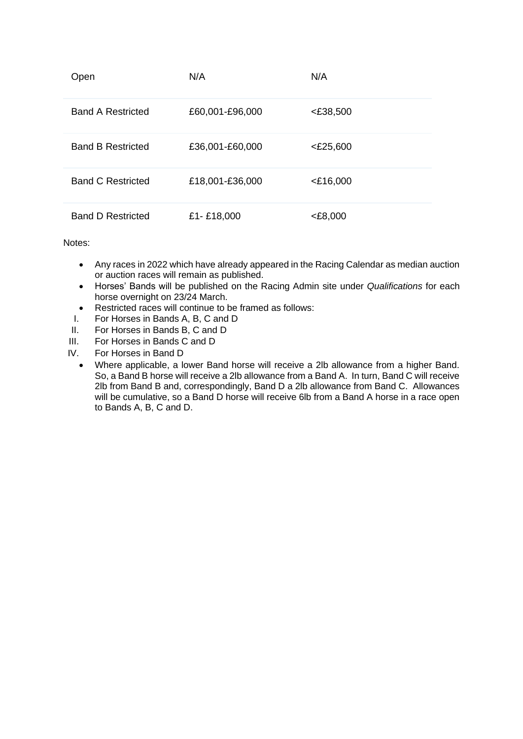| | | |
|---|---|---|
| Open | N/A | N/A |
| Band A Restricted | £60,001-£96,000 | <£38,500 |
| Band B Restricted | £36,001-£60,000 | <£25,600 |
| Band C Restricted | £18,001-£36,000 | <£16,000 |
| Band D Restricted | £1- £18,000 | <£8,000 |

Notes:

- Any races in 2022 which have already appeared in the Racing Calendar as median auction or auction races will remain as published.
- Horses' Bands will be published on the Racing Admin site under *Qualifications* for each horse overnight on 23/24 March.
- Restricted races will continue to be framed as follows:

I. For Horses in Bands A, B, C and D
II. For Horses in Bands B, C and D
III. For Horses in Bands C and D
IV. For Horses in Band D

- Where applicable, a lower Band horse will receive a 2lb allowance from a higher Band. So, a Band B horse will receive a 2lb allowance from a Band A. In turn, Band C will receive 2lb from Band B and, correspondingly, Band D a 2lb allowance from Band C. Allowances will be cumulative, so a Band D horse will receive 6lb from a Band A horse in a race open to Bands A, B, C and D.